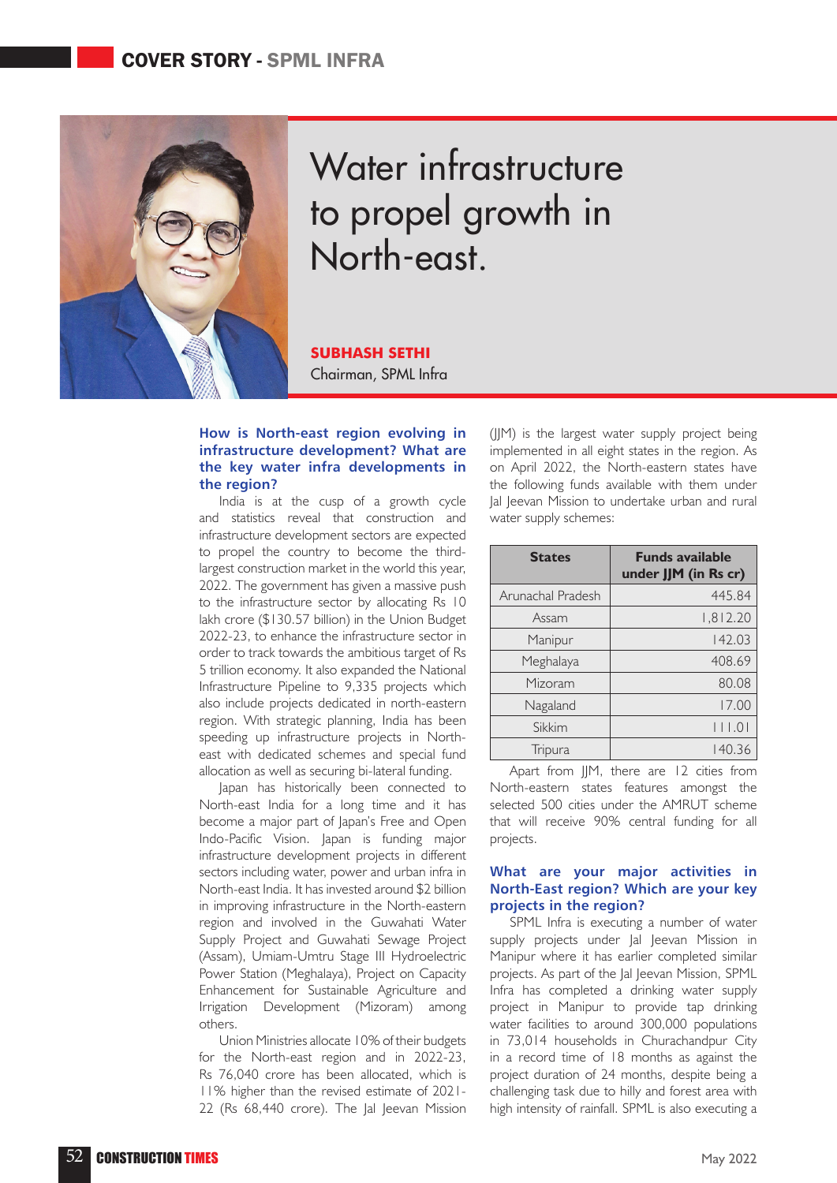COVER STORY - SPML INFRA

# Water infrastructure to propel growth in North-east.

**SUBHASH SETHI**
Chairman, SPML Infra

### How is North-east region evolving in infrastructure development? What are the key water infra developments in the region?

India is at the cusp of a growth cycle and statistics reveal that construction and infrastructure development sectors are expected to propel the country to become the third-largest construction market in the world this year, 2022. The government has given a massive push to the infrastructure sector by allocating Rs 10 lakh crore ($130.57 billion) in the Union Budget 2022-23, to enhance the infrastructure sector in order to track towards the ambitious target of Rs 5 trillion economy. It also expanded the National Infrastructure Pipeline to 9,335 projects which also include projects dedicated in north-eastern region. With strategic planning, India has been speeding up infrastructure projects in North-east with dedicated schemes and special fund allocation as well as securing bi-lateral funding.

Japan has historically been connected to North-east India for a long time and it has become a major part of Japan's Free and Open Indo-Pacific Vision. Japan is funding major infrastructure development projects in different sectors including water, power and urban infra in North-east India. It has invested around $2 billion in improving infrastructure in the North-eastern region and involved in the Guwahati Water Supply Project and Guwahati Sewage Project (Assam), Umiam-Umtru Stage III Hydroelectric Power Station (Meghalaya), Project on Capacity Enhancement for Sustainable Agriculture and Irrigation Development (Mizoram) among others.

Union Ministries allocate 10% of their budgets for the North-east region and in 2022-23, Rs 76,040 crore has been allocated, which is 11% higher than the revised estimate of 2021-22 (Rs 68,440 crore). The Jal Jeevan Mission (JJM) is the largest water supply project being implemented in all eight states in the region. As on April 2022, the North-eastern states have the following funds available with them under Jal Jeevan Mission to undertake urban and rural water supply schemes:

| States | Funds available under JJM (in Rs cr) |
|---|---|
| Arunachal Pradesh | 445.84 |
| Assam | 1,812.20 |
| Manipur | 142.03 |
| Meghalaya | 408.69 |
| Mizoram | 80.08 |
| Nagaland | 17.00 |
| Sikkim | 111.01 |
| Tripura | 140.36 |

Apart from JJM, there are 12 cities from North-eastern states features amongst the selected 500 cities under the AMRUT scheme that will receive 90% central funding for all projects.

### What are your major activities in North-East region? Which are your key projects in the region?

SPML Infra is executing a number of water supply projects under Jal Jeevan Mission in Manipur where it has earlier completed similar projects. As part of the Jal Jeevan Mission, SPML Infra has completed a drinking water supply project in Manipur to provide tap drinking water facilities to around 300,000 populations in 73,014 households in Churachandpur City in a record time of 18 months as against the project duration of 24 months, despite being a challenging task due to hilly and forest area with high intensity of rainfall. SPML is also executing a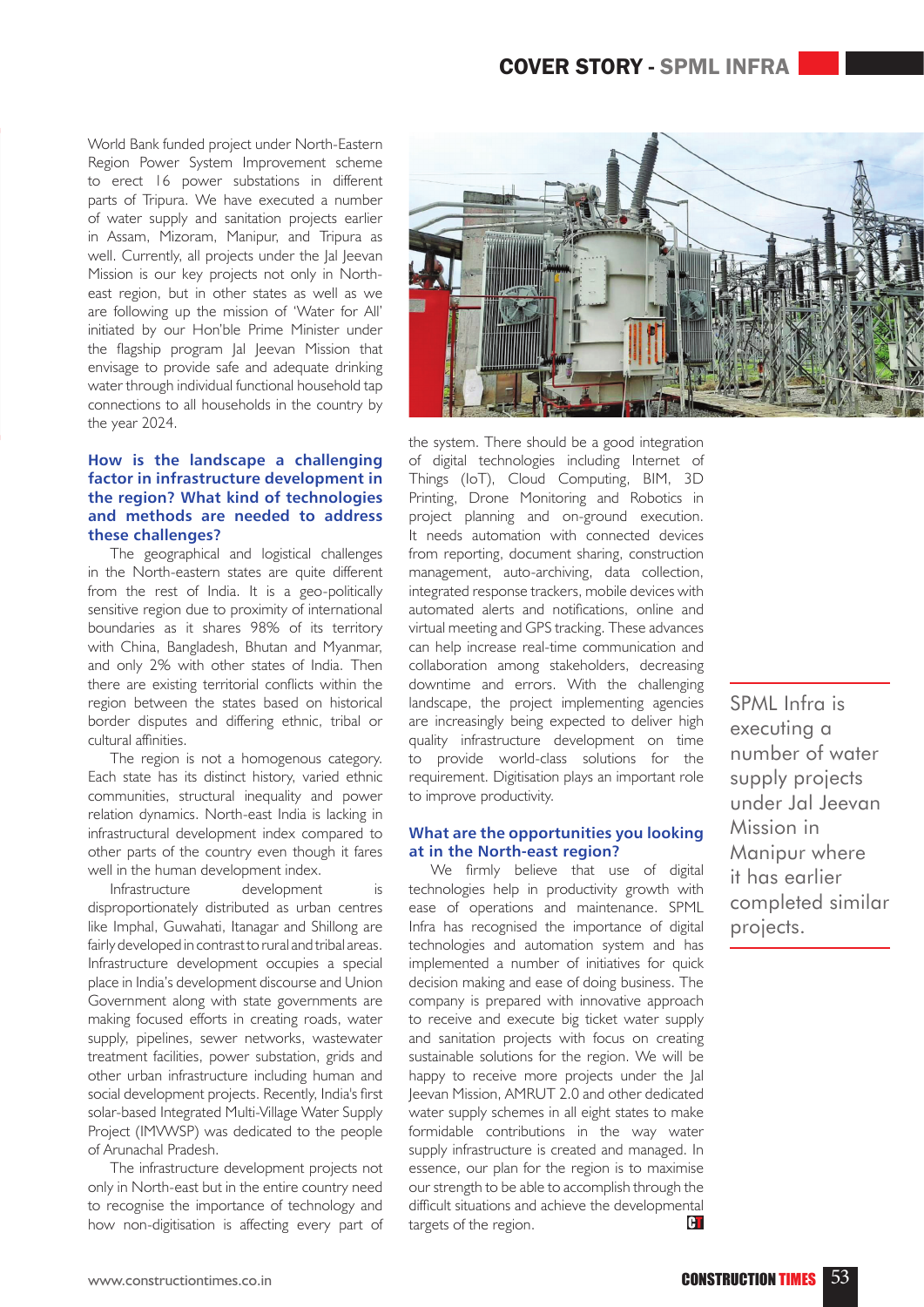World Bank funded project under North-Eastern Region Power System Improvement scheme to erect 16 power substations in different parts of Tripura. We have executed a number of water supply and sanitation projects earlier in Assam, Mizoram, Manipur, and Tripura as well. Currently, all projects under the Jal Jeevan Mission is our key projects not only in North-east region, but in other states as well as we are following up the mission of 'Water for All' initiated by our Hon'ble Prime Minister under the flagship program Jal Jeevan Mission that envisage to provide safe and adequate drinking water through individual functional household tap connections to all households in the country by the year 2024.

**How is the landscape a challenging factor in infrastructure development in the region? What kind of technologies and methods are needed to address these challenges?**

The geographical and logistical challenges in the North-eastern states are quite different from the rest of India. It is a geo-politically sensitive region due to proximity of international boundaries as it shares 98% of its territory with China, Bangladesh, Bhutan and Myanmar, and only 2% with other states of India. Then there are existing territorial conflicts within the region between the states based on historical border disputes and differing ethnic, tribal or cultural affinities.

The region is not a homogenous category. Each state has its distinct history, varied ethnic communities, structural inequality and power relation dynamics. North-east India is lacking in infrastructural development index compared to other parts of the country even though it fares well in the human development index.

Infrastructure development is disproportionately distributed as urban centres like Imphal, Guwahati, Itanagar and Shillong are fairly developed in contrast to rural and tribal areas. Infrastructure development occupies a special place in India's development discourse and Union Government along with state governments are making focused efforts in creating roads, water supply, pipelines, sewer networks, wastewater treatment facilities, power substation, grids and other urban infrastructure including human and social development projects. Recently, India's first solar-based Integrated Multi-Village Water Supply Project (IMVWSP) was dedicated to the people of Arunachal Pradesh.

The infrastructure development projects not only in North-east but in the entire country need to recognise the importance of technology and how non-digitisation is affecting every part of the system. There should be a good integration of digital technologies including Internet of Things (IoT), Cloud Computing, BIM, 3D Printing, Drone Monitoring and Robotics in project planning and on-ground execution. It needs automation with connected devices from reporting, document sharing, construction management, auto-archiving, data collection, integrated response trackers, mobile devices with automated alerts and notifications, online and virtual meeting and GPS tracking. These advances can help increase real-time communication and collaboration among stakeholders, decreasing downtime and errors. With the challenging landscape, the project implementing agencies are increasingly being expected to deliver high quality infrastructure development on time to provide world-class solutions for the requirement. Digitisation plays an important role to improve productivity.

**What are the opportunities you looking at in the North-east region?**

We firmly believe that use of digital technologies help in productivity growth with ease of operations and maintenance. SPML Infra has recognised the importance of digital technologies and automation system and has implemented a number of initiatives for quick decision making and ease of doing business. The company is prepared with innovative approach to receive and execute big ticket water supply and sanitation projects with focus on creating sustainable solutions for the region. We will be happy to receive more projects under the Jal Jeevan Mission, AMRUT 2.0 and other dedicated water supply schemes in all eight states to make formidable contributions in the way water supply infrastructure is created and managed. In essence, our plan for the region is to maximise our strength to be able to accomplish through the difficult situations and achieve the developmental targets of the region.

SPML Infra is executing a number of water supply projects under Jal Jeevan Mission in Manipur where it has earlier completed similar projects.